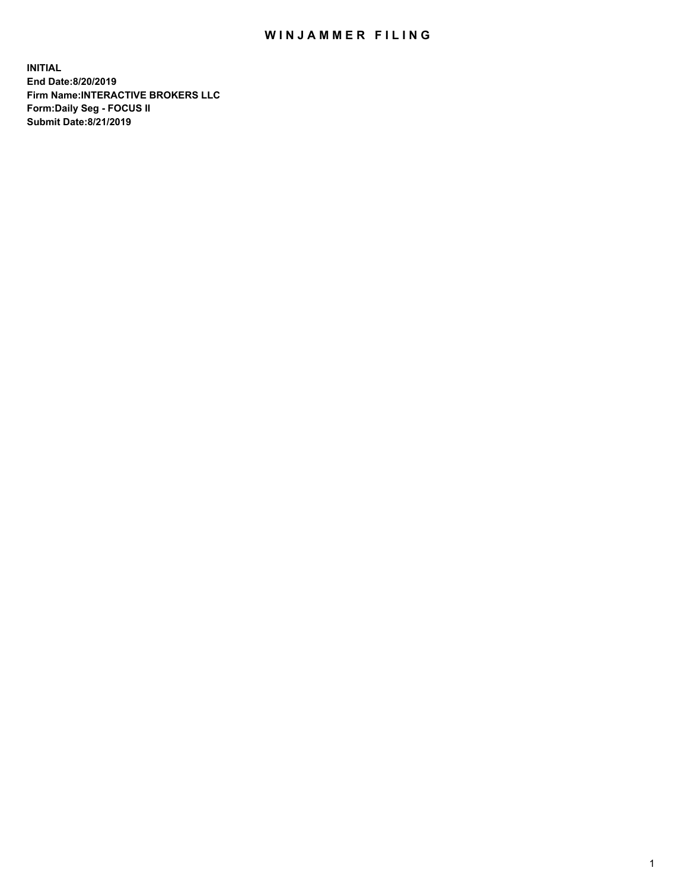# WINJAMMER FILING

**INITIAL**
**End Date:8/20/2019**
**Firm Name:INTERACTIVE BROKERS LLC**
**Form:Daily Seg - FOCUS II**
**Submit Date:8/21/2019**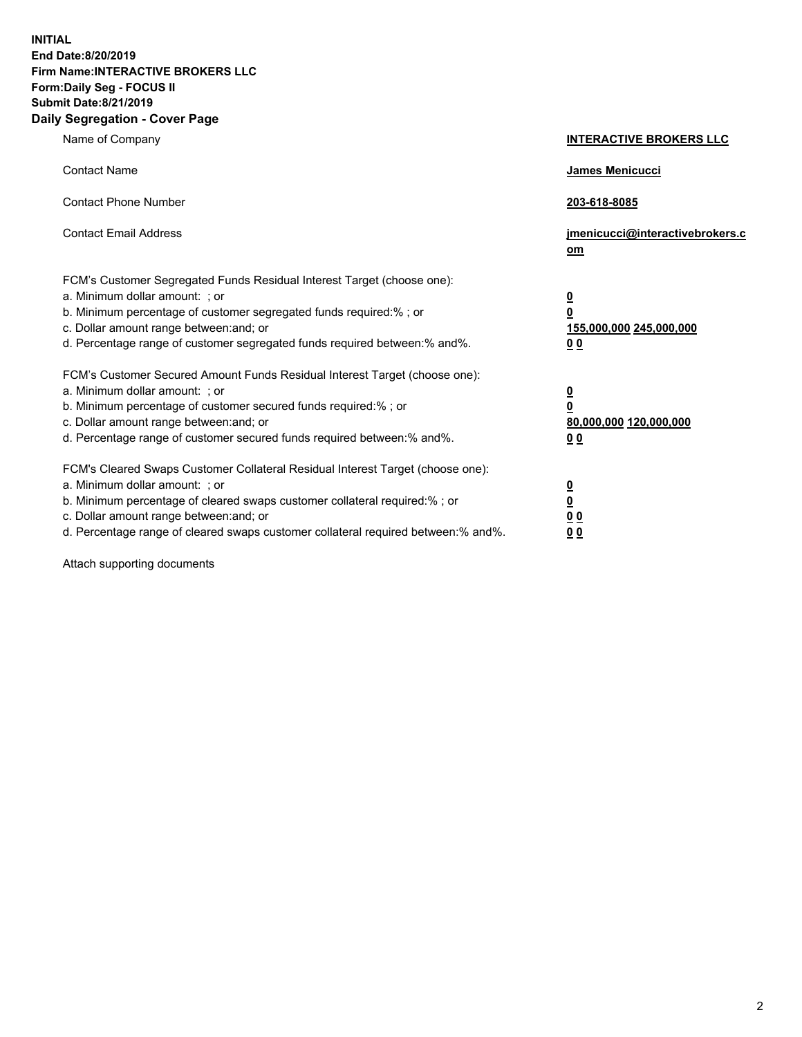**INITIAL**
**End Date:8/20/2019**
**Firm Name:INTERACTIVE BROKERS LLC**
**Form:Daily Seg - FOCUS II**
**Submit Date:8/21/2019**

## Daily Segregation - Cover Page

| | |
|---|---|
| Name of Company | **INTERACTIVE BROKERS LLC** |
| Contact Name | **James Menicucci** |
| Contact Phone Number | **203-618-8085** |
| Contact Email Address | **jmenicucci@interactivebrokers.com** |
| FCM's Customer Segregated Funds Residual Interest Target (choose one): | |
| a. Minimum dollar amount: ; or | **0** |
| b. Minimum percentage of customer segregated funds required:% ; or | **0** |
| c. Dollar amount range between:and; or | **155,000,000 245,000,000** |
| d. Percentage range of customer segregated funds required between:% and%. | **0 0** |
| FCM's Customer Secured Amount Funds Residual Interest Target (choose one): | |
| a. Minimum dollar amount: ; or | **0** |
| b. Minimum percentage of customer secured funds required:% ; or | **0** |
| c. Dollar amount range between:and; or | **80,000,000 120,000,000** |
| d. Percentage range of customer secured funds required between:% and%. | **0 0** |
| FCM's Cleared Swaps Customer Collateral Residual Interest Target (choose one): | |
| a. Minimum dollar amount: ; or | **0** |
| b. Minimum percentage of cleared swaps customer collateral required:% ; or | **0** |
| c. Dollar amount range between:and; or | **0 0** |
| d. Percentage range of cleared swaps customer collateral required between:% and%. | **0 0** |

Attach supporting documents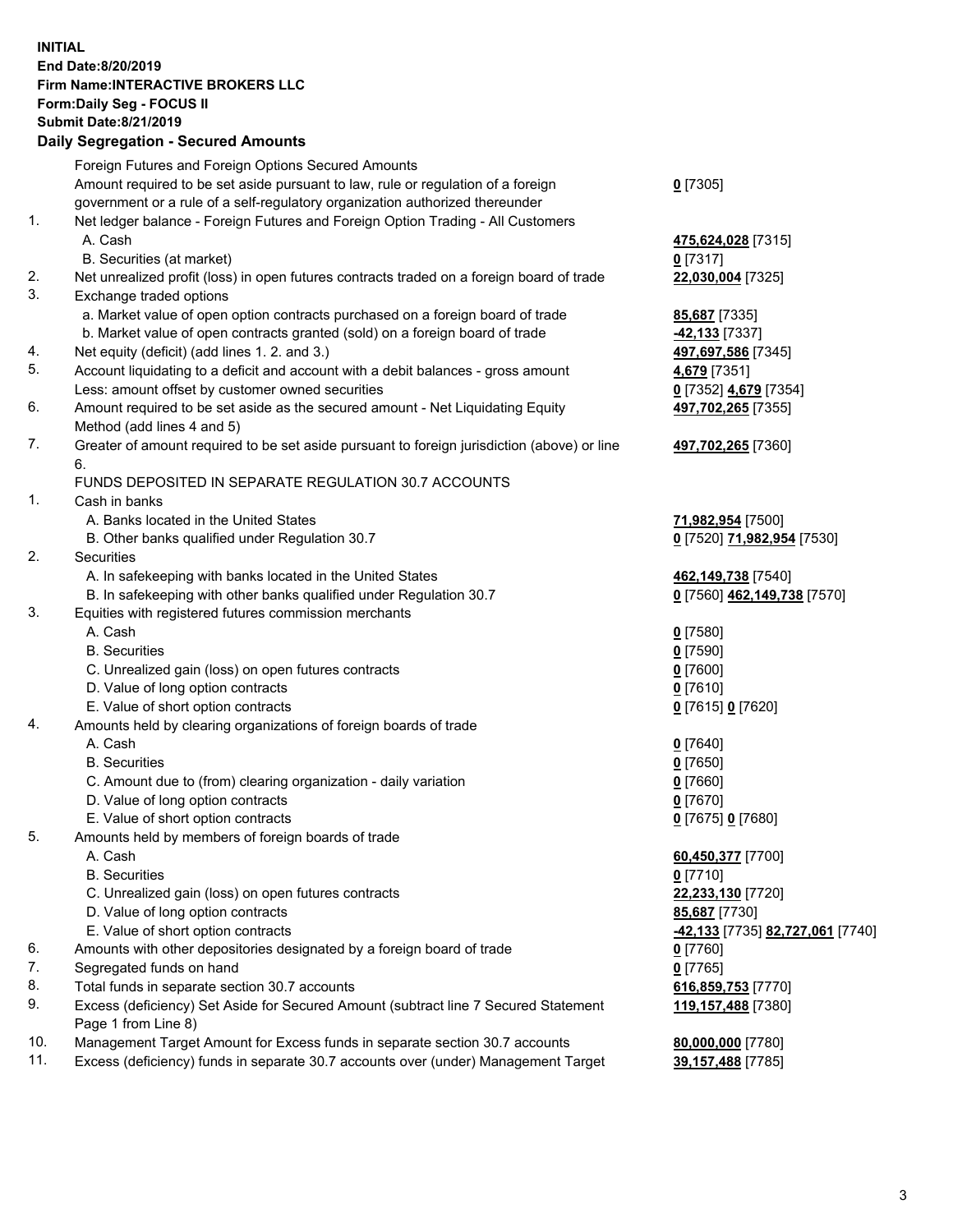**INITIAL**
**End Date:8/20/2019**
**Firm Name:INTERACTIVE BROKERS LLC**
**Form:Daily Seg - FOCUS II**
**Submit Date:8/21/2019**

## Daily Segregation - Secured Amounts

| | | |
|---|---|---|
| | Foreign Futures and Foreign Options Secured Amounts | |
| | Amount required to be set aside pursuant to law, rule or regulation of a foreign government or a rule of a self-regulatory organization authorized thereunder | **0** [7305] |
| 1. | Net ledger balance - Foreign Futures and Foreign Option Trading - All Customers | |
| | A. Cash | **475,624,028** [7315] |
| | B. Securities (at market) | **0** [7317] |
| 2. | Net unrealized profit (loss) in open futures contracts traded on a foreign board of trade | **22,030,004** [7325] |
| 3. | Exchange traded options | |
| | a. Market value of open option contracts purchased on a foreign board of trade | **85,687** [7335] |
| | b. Market value of open contracts granted (sold) on a foreign board of trade | **-42,133** [7337] |
| 4. | Net equity (deficit) (add lines 1. 2. and 3.) | **497,697,586** [7345] |
| 5. | Account liquidating to a deficit and account with a debit balances - gross amount | **4,679** [7351] |
| | Less: amount offset by customer owned securities | **0** [7352] **4,679** [7354] |
| 6. | Amount required to be set aside as the secured amount - Net Liquidating Equity Method (add lines 4 and 5) | **497,702,265** [7355] |
| 7. | Greater of amount required to be set aside pursuant to foreign jurisdiction (above) or line 6. | **497,702,265** [7360] |
| | FUNDS DEPOSITED IN SEPARATE REGULATION 30.7 ACCOUNTS | |
| 1. | Cash in banks | |
| | A. Banks located in the United States | **71,982,954** [7500] |
| | B. Other banks qualified under Regulation 30.7 | **0** [7520] **71,982,954** [7530] |
| 2. | Securities | |
| | A. In safekeeping with banks located in the United States | **462,149,738** [7540] |
| | B. In safekeeping with other banks qualified under Regulation 30.7 | **0** [7560] **462,149,738** [7570] |
| 3. | Equities with registered futures commission merchants | |
| | A. Cash | **0** [7580] |
| | B. Securities | **0** [7590] |
| | C. Unrealized gain (loss) on open futures contracts | **0** [7600] |
| | D. Value of long option contracts | **0** [7610] |
| | E. Value of short option contracts | **0** [7615] **0** [7620] |
| 4. | Amounts held by clearing organizations of foreign boards of trade | |
| | A. Cash | **0** [7640] |
| | B. Securities | **0** [7650] |
| | C. Amount due to (from) clearing organization - daily variation | **0** [7660] |
| | D. Value of long option contracts | **0** [7670] |
| | E. Value of short option contracts | **0** [7675] **0** [7680] |
| 5. | Amounts held by members of foreign boards of trade | |
| | A. Cash | **60,450,377** [7700] |
| | B. Securities | **0** [7710] |
| | C. Unrealized gain (loss) on open futures contracts | **22,233,130** [7720] |
| | D. Value of long option contracts | **85,687** [7730] |
| | E. Value of short option contracts | **-42,133** [7735] **82,727,061** [7740] |
| 6. | Amounts with other depositories designated by a foreign board of trade | **0** [7760] |
| 7. | Segregated funds on hand | **0** [7765] |
| 8. | Total funds in separate section 30.7 accounts | **616,859,753** [7770] |
| 9. | Excess (deficiency) Set Aside for Secured Amount (subtract line 7 Secured Statement Page 1 from Line 8) | **119,157,488** [7380] |
| 10. | Management Target Amount for Excess funds in separate section 30.7 accounts | **80,000,000** [7780] |
| 11. | Excess (deficiency) funds in separate 30.7 accounts over (under) Management Target | **39,157,488** [7785] |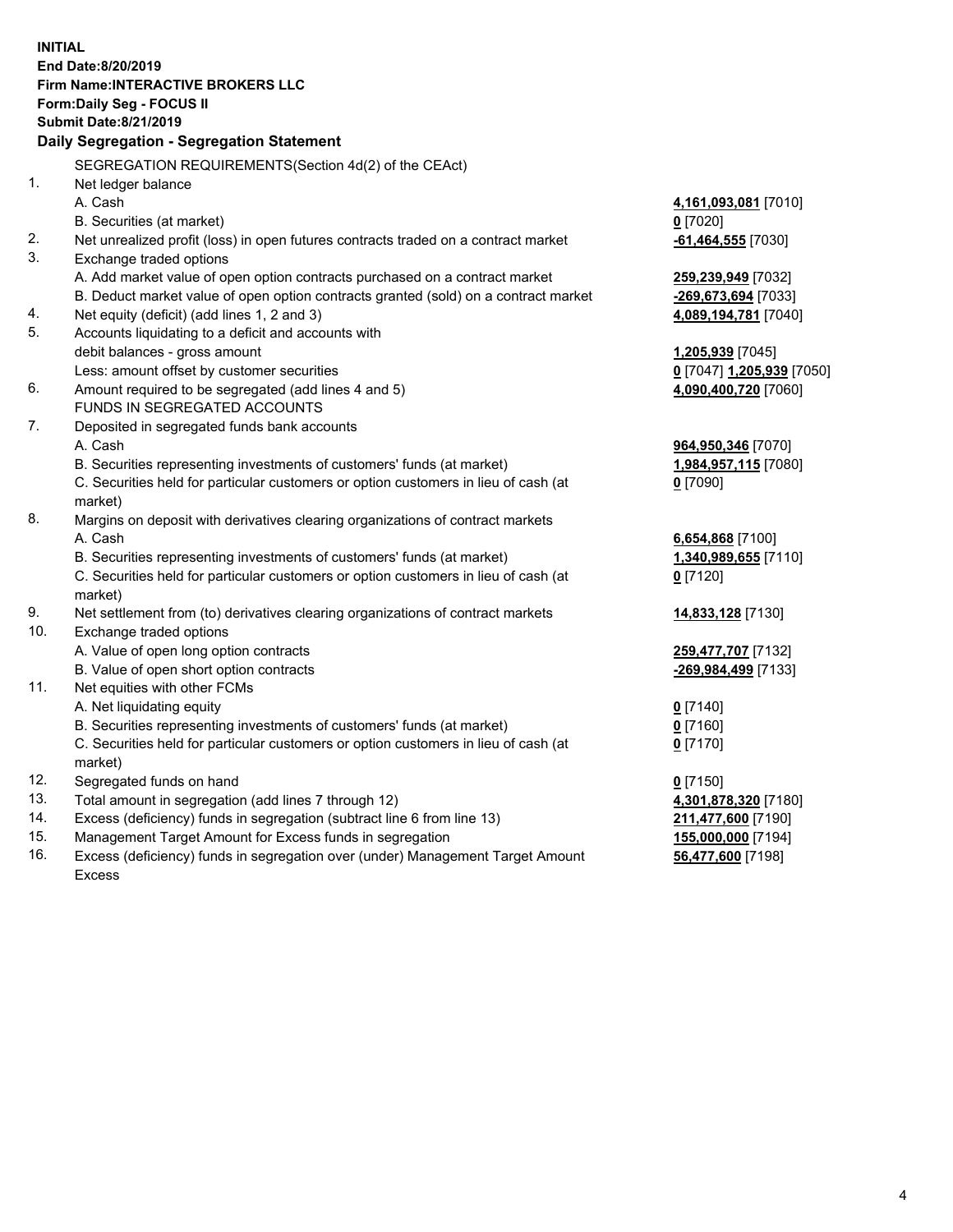**INITIAL**
**End Date:8/20/2019**
**Firm Name:INTERACTIVE BROKERS LLC**
**Form:Daily Seg - FOCUS II**
**Submit Date:8/21/2019**

## Daily Segregation - Segregation Statement

| | | |
|---|---|---|
| | SEGREGATION REQUIREMENTS(Section 4d(2) of the CEAct) | |
| 1. | Net ledger balance | |
| | A. Cash | **4,161,093,081** [7010] |
| | B. Securities (at market) | **0** [7020] |
| 2. | Net unrealized profit (loss) in open futures contracts traded on a contract market | **-61,464,555** [7030] |
| 3. | Exchange traded options | |
| | A. Add market value of open option contracts purchased on a contract market | **259,239,949** [7032] |
| | B. Deduct market value of open option contracts granted (sold) on a contract market | **-269,673,694** [7033] |
| 4. | Net equity (deficit) (add lines 1, 2 and 3) | **4,089,194,781** [7040] |
| 5. | Accounts liquidating to a deficit and accounts with | |
| | debit balances - gross amount | **1,205,939** [7045] |
| | Less: amount offset by customer securities | **0** [7047] **1,205,939** [7050] |
| 6. | Amount required to be segregated (add lines 4 and 5) | **4,090,400,720** [7060] |
| | FUNDS IN SEGREGATED ACCOUNTS | |
| 7. | Deposited in segregated funds bank accounts | |
| | A. Cash | **964,950,346** [7070] |
| | B. Securities representing investments of customers' funds (at market) | **1,984,957,115** [7080] |
| | C. Securities held for particular customers or option customers in lieu of cash (at market) | **0** [7090] |
| 8. | Margins on deposit with derivatives clearing organizations of contract markets | |
| | A. Cash | **6,654,868** [7100] |
| | B. Securities representing investments of customers' funds (at market) | **1,340,989,655** [7110] |
| | C. Securities held for particular customers or option customers in lieu of cash (at market) | **0** [7120] |
| 9. | Net settlement from (to) derivatives clearing organizations of contract markets | **14,833,128** [7130] |
| 10. | Exchange traded options | |
| | A. Value of open long option contracts | **259,477,707** [7132] |
| | B. Value of open short option contracts | **-269,984,499** [7133] |
| 11. | Net equities with other FCMs | |
| | A. Net liquidating equity | **0** [7140] |
| | B. Securities representing investments of customers' funds (at market) | **0** [7160] |
| | C. Securities held for particular customers or option customers in lieu of cash (at market) | **0** [7170] |
| 12. | Segregated funds on hand | **0** [7150] |
| 13. | Total amount in segregation (add lines 7 through 12) | **4,301,878,320** [7180] |
| 14. | Excess (deficiency) funds in segregation (subtract line 6 from line 13) | **211,477,600** [7190] |
| 15. | Management Target Amount for Excess funds in segregation | **155,000,000** [7194] |
| 16. | Excess (deficiency) funds in segregation over (under) Management Target Amount Excess | **56,477,600** [7198] |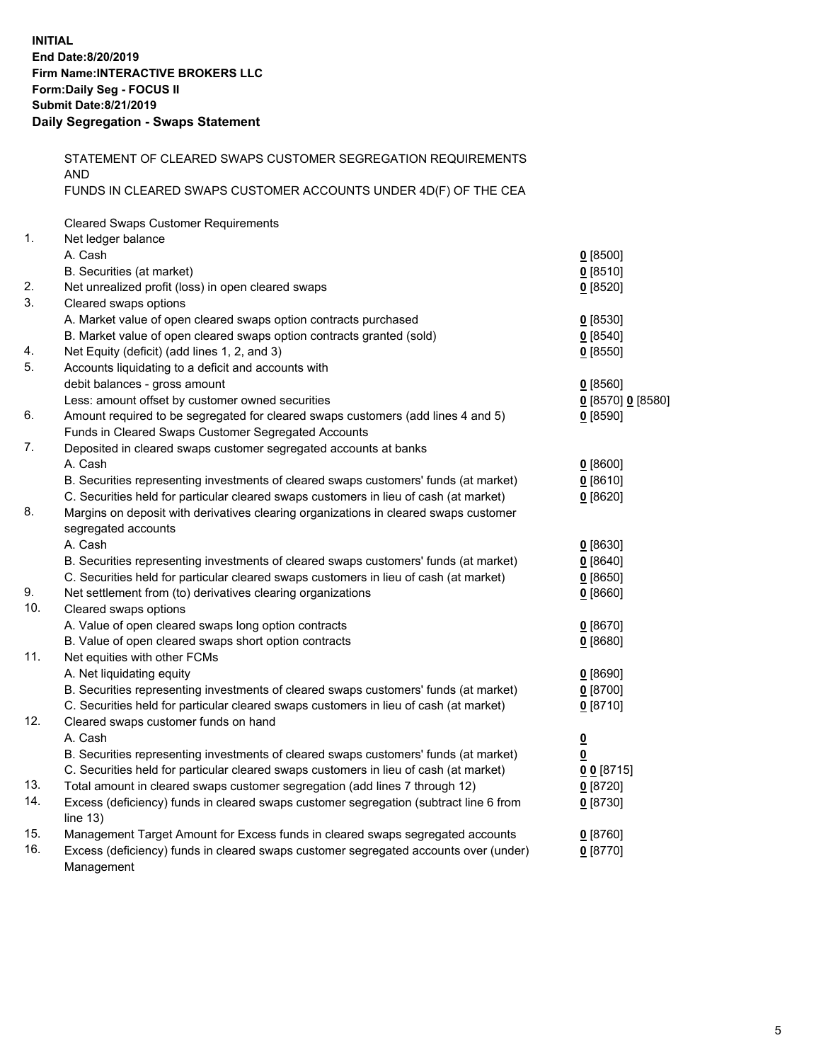**INITIAL**
**End Date:8/20/2019**
**Firm Name:INTERACTIVE BROKERS LLC**
**Form:Daily Seg - FOCUS II**
**Submit Date:8/21/2019**
**Daily Segregation - Swaps Statement**

STATEMENT OF CLEARED SWAPS CUSTOMER SEGREGATION REQUIREMENTS AND FUNDS IN CLEARED SWAPS CUSTOMER ACCOUNTS UNDER 4D(F) OF THE CEA

| | | |
|---|---|---|
| | Cleared Swaps Customer Requirements | |
| 1. | Net ledger balance | |
| | A. Cash | 0 [8500] |
| | B. Securities (at market) | 0 [8510] |
| 2. | Net unrealized profit (loss) in open cleared swaps | 0 [8520] |
| 3. | Cleared swaps options | |
| | A. Market value of open cleared swaps option contracts purchased | 0 [8530] |
| | B. Market value of open cleared swaps option contracts granted (sold) | 0 [8540] |
| 4. | Net Equity (deficit) (add lines 1, 2, and 3) | 0 [8550] |
| 5. | Accounts liquidating to a deficit and accounts with debit balances - gross amount | 0 [8560] |
| | Less: amount offset by customer owned securities | 0 [8570] 0 [8580] |
| 6. | Amount required to be segregated for cleared swaps customers (add lines 4 and 5) | 0 [8590] |
| | Funds in Cleared Swaps Customer Segregated Accounts | |
| 7. | Deposited in cleared swaps customer segregated accounts at banks | |
| | A. Cash | 0 [8600] |
| | B. Securities representing investments of cleared swaps customers' funds (at market) | 0 [8610] |
| | C. Securities held for particular cleared swaps customers in lieu of cash (at market) | 0 [8620] |
| 8. | Margins on deposit with derivatives clearing organizations in cleared swaps customer segregated accounts | |
| | A. Cash | 0 [8630] |
| | B. Securities representing investments of cleared swaps customers' funds (at market) | 0 [8640] |
| | C. Securities held for particular cleared swaps customers in lieu of cash (at market) | 0 [8650] |
| 9. | Net settlement from (to) derivatives clearing organizations | 0 [8660] |
| 10. | Cleared swaps options | |
| | A. Value of open cleared swaps long option contracts | 0 [8670] |
| | B. Value of open cleared swaps short option contracts | 0 [8680] |
| 11. | Net equities with other FCMs | |
| | A. Net liquidating equity | 0 [8690] |
| | B. Securities representing investments of cleared swaps customers' funds (at market) | 0 [8700] |
| | C. Securities held for particular cleared swaps customers in lieu of cash (at market) | 0 [8710] |
| 12. | Cleared swaps customer funds on hand | |
| | A. Cash | 0 |
| | B. Securities representing investments of cleared swaps customers' funds (at market) | 0 |
| | C. Securities held for particular cleared swaps customers in lieu of cash (at market) | 0 0 [8715] |
| 13. | Total amount in cleared swaps customer segregation (add lines 7 through 12) | 0 [8720] |
| 14. | Excess (deficiency) funds in cleared swaps customer segregation (subtract line 6 from line 13) | 0 [8730] |
| 15. | Management Target Amount for Excess funds in cleared swaps segregated accounts | 0 [8760] |
| 16. | Excess (deficiency) funds in cleared swaps customer segregated accounts over (under) Management | 0 [8770] |